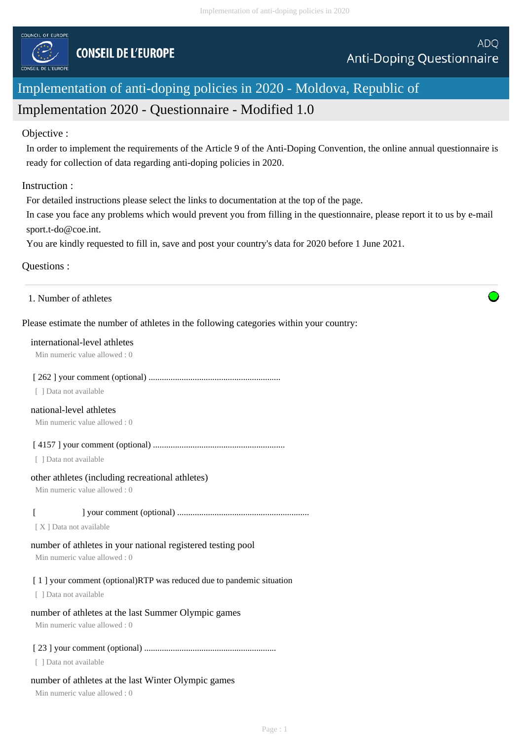COUNCIL OF EUROPE CONSEIL DE L'EUROPE

ADQ
Anti-Doping Questionnaire

# Implementation of anti-doping policies in 2020 - Moldova, Republic of

## Implementation 2020 - Questionnaire - Modified 1.0

Objective :

In order to implement the requirements of the Article 9 of the Anti-Doping Convention, the online annual questionnaire is ready for collection of data regarding anti-doping policies in 2020.

Instruction :

For detailed instructions please select the links to documentation at the top of the page.
In case you face any problems which would prevent you from filling in the questionnaire, please report it to us by e-mail sport.t-do@coe.int.
You are kindly requested to fill in, save and post your country's data for 2020 before 1 June 2021.

Questions :

1. Number of athletes

Please estimate the number of athletes in the following categories within your country:

international-level athletes
Min numeric value allowed : 0

[ 262 ] your comment (optional) ............................................................
[ ] Data not available

national-level athletes
Min numeric value allowed : 0

[ 4157 ] your comment (optional) ............................................................
[ ] Data not available

other athletes (including recreational athletes)
Min numeric value allowed : 0

[ ] your comment (optional) ............................................................
[ X ] Data not available

number of athletes in your national registered testing pool
Min numeric value allowed : 0

[ 1 ] your comment (optional)RTP was reduced due to pandemic situation
[ ] Data not available

number of athletes at the last Summer Olympic games
Min numeric value allowed : 0

[ 23 ] your comment (optional) ............................................................
[ ] Data not available

number of athletes at the last Winter Olympic games
Min numeric value allowed : 0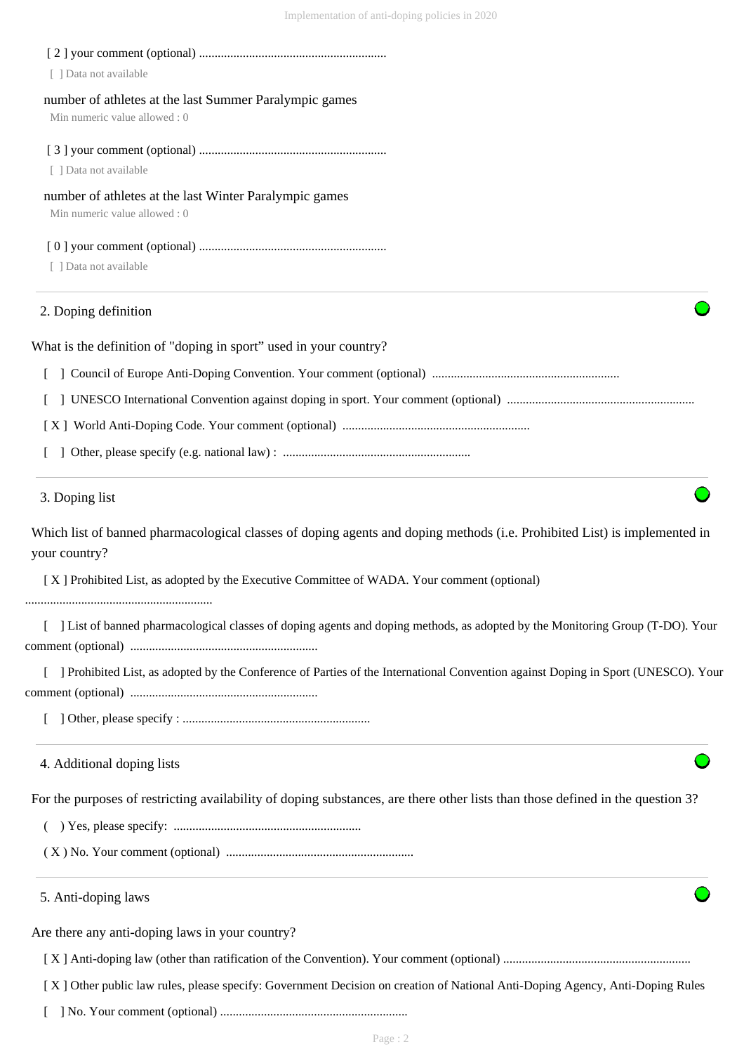[ 2 ] your comment (optional) ............................................................

[ ] Data not available

number of athletes at the last Summer Paralympic games

Min numeric value allowed : 0

[ 3 ] your comment (optional) ............................................................

[ ] Data not available

number of athletes at the last Winter Paralympic games

Min numeric value allowed : 0

[ 0 ] your comment (optional) ............................................................

[ ] Data not available

## 2. Doping definition

What is the definition of "doping in sport" used in your country?

[ ] Council of Europe Anti-Doping Convention. Your comment (optional) ............................................................

[ ] UNESCO International Convention against doping in sport. Your comment (optional) ............................................................

[ X ] World Anti-Doping Code. Your comment (optional) ............................................................

[ ] Other, please specify (e.g. national law) : ............................................................

## 3. Doping list

Which list of banned pharmacological classes of doping agents and doping methods (i.e. Prohibited List) is implemented in your country?

[ X ] Prohibited List, as adopted by the Executive Committee of WADA. Your comment (optional) ............................................................

[ ] List of banned pharmacological classes of doping agents and doping methods, as adopted by the Monitoring Group (T-DO). Your comment (optional) ............................................................

[ ] Prohibited List, as adopted by the Conference of Parties of the International Convention against Doping in Sport (UNESCO). Your comment (optional) ............................................................

[ ] Other, please specify : ............................................................

## 4. Additional doping lists

For the purposes of restricting availability of doping substances, are there other lists than those defined in the question 3?

( ) Yes, please specify: ............................................................

( X ) No. Your comment (optional) ............................................................

## 5. Anti-doping laws

Are there any anti-doping laws in your country?

[ X ] Anti-doping law (other than ratification of the Convention). Your comment (optional) ............................................................

[ X ] Other public law rules, please specify: Government Decision on creation of National Anti-Doping Agency, Anti-Doping Rules

[ ] No. Your comment (optional) ............................................................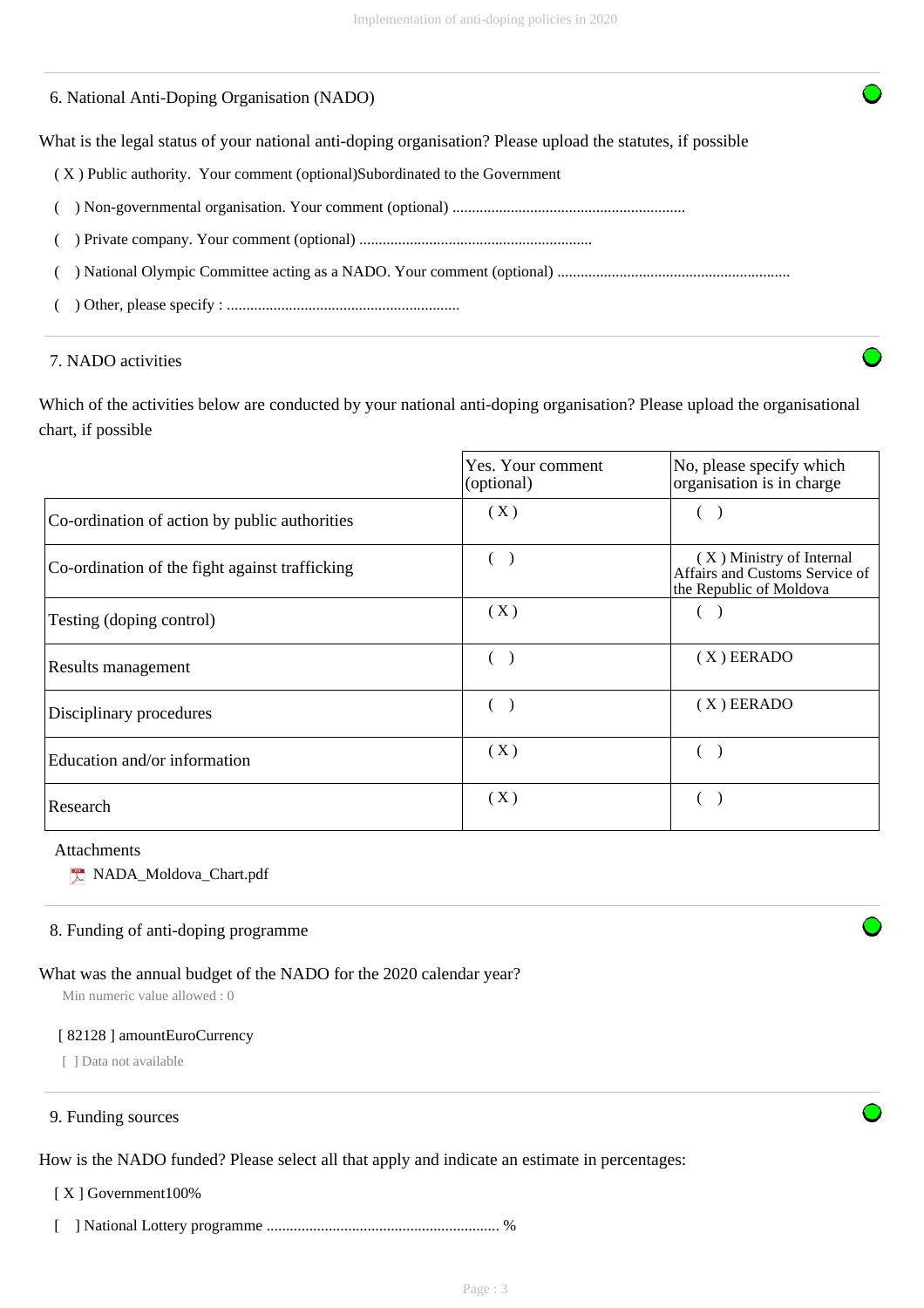## 6. National Anti-Doping Organisation (NADO)

What is the legal status of your national anti-doping organisation? Please upload the statutes, if possible

( X ) Public authority. Your comment (optional)Subordinated to the Government

(   ) Non-governmental organisation. Your comment (optional) ...........................................................

(   ) Private company. Your comment (optional) ...........................................................

(   ) National Olympic Committee acting as a NADO. Your comment (optional) ...........................................................

(   ) Other, please specify : ...........................................................

## 7. NADO activities

Which of the activities below are conducted by your national anti-doping organisation? Please upload the organisational chart, if possible

| | Yes. Your comment (optional) | No, please specify which organisation is in charge |
|---|---|---|
| Co-ordination of action by public authorities | ( X ) | (   ) |
| Co-ordination of the fight against trafficking | (   ) | ( X ) Ministry of Internal Affairs and Customs Service of the Republic of Moldova |
| Testing (doping control) | ( X ) | (   ) |
| Results management | (   ) | ( X ) EERADO |
| Disciplinary procedures | (   ) | ( X ) EERADO |
| Education and/or information | ( X ) | (   ) |
| Research | ( X ) | (   ) |

Attachments

NADA_Moldova_Chart.pdf

## 8. Funding of anti-doping programme

What was the annual budget of the NADO for the 2020 calendar year?

Min numeric value allowed : 0

[ 82128 ] amountEuroCurrency

[ ] Data not available

## 9. Funding sources

How is the NADO funded? Please select all that apply and indicate an estimate in percentages:

[ X ] Government100%

[   ] National Lottery programme ........................................................... %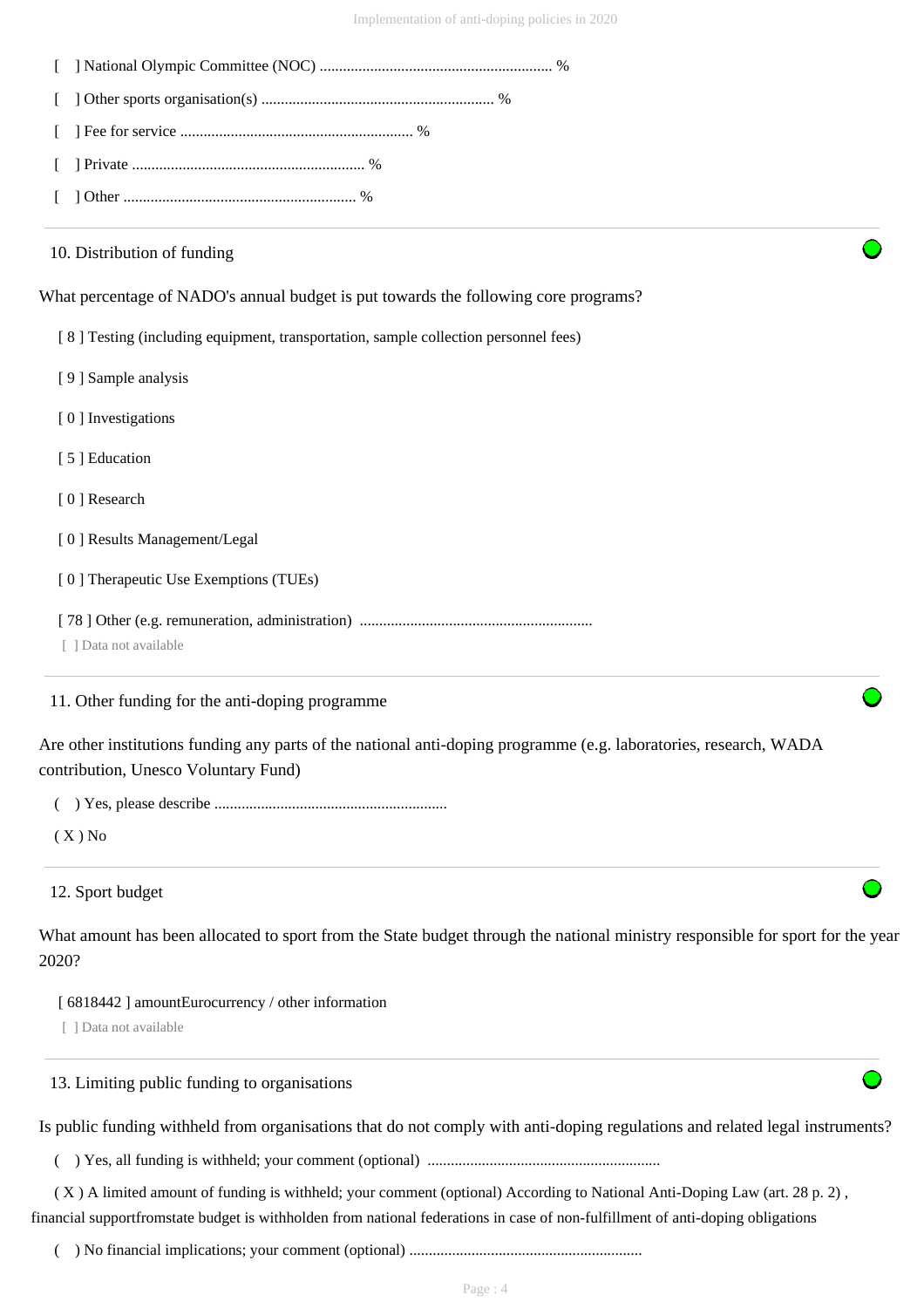[ ] National Olympic Committee (NOC) ............................................................ %

[ ] Other sports organisation(s) ............................................................ %

[ ] Fee for service ............................................................ %

[ ] Private ............................................................ %

[ ] Other ............................................................ %

10. Distribution of funding

What percentage of NADO's annual budget is put towards the following core programs?

[ 8 ] Testing (including equipment, transportation, sample collection personnel fees)

[ 9 ] Sample analysis

[ 0 ] Investigations

[ 5 ] Education

[ 0 ] Research

[ 0 ] Results Management/Legal

[ 0 ] Therapeutic Use Exemptions (TUEs)

[ 78 ] Other (e.g. remuneration, administration) ............................................................

[ ] Data not available

11. Other funding for the anti-doping programme

Are other institutions funding any parts of the national anti-doping programme (e.g. laboratories, research, WADA contribution, Unesco Voluntary Fund)

( ) Yes, please describe ............................................................

( X ) No

12. Sport budget

What amount has been allocated to sport from the State budget through the national ministry responsible for sport for the year 2020?

[ 6818442 ] amountEurocurrency / other information

[ ] Data not available

13. Limiting public funding to organisations

Is public funding withheld from organisations that do not comply with anti-doping regulations and related legal instruments?

( ) Yes, all funding is withheld; your comment (optional) ............................................................

( X ) A limited amount of funding is withheld; your comment (optional) According to National Anti-Doping Law (art. 28 p. 2) , financial supportfromstate budget is withholden from national federations in case of non-fulfillment of anti-doping obligations

( ) No financial implications; your comment (optional) ............................................................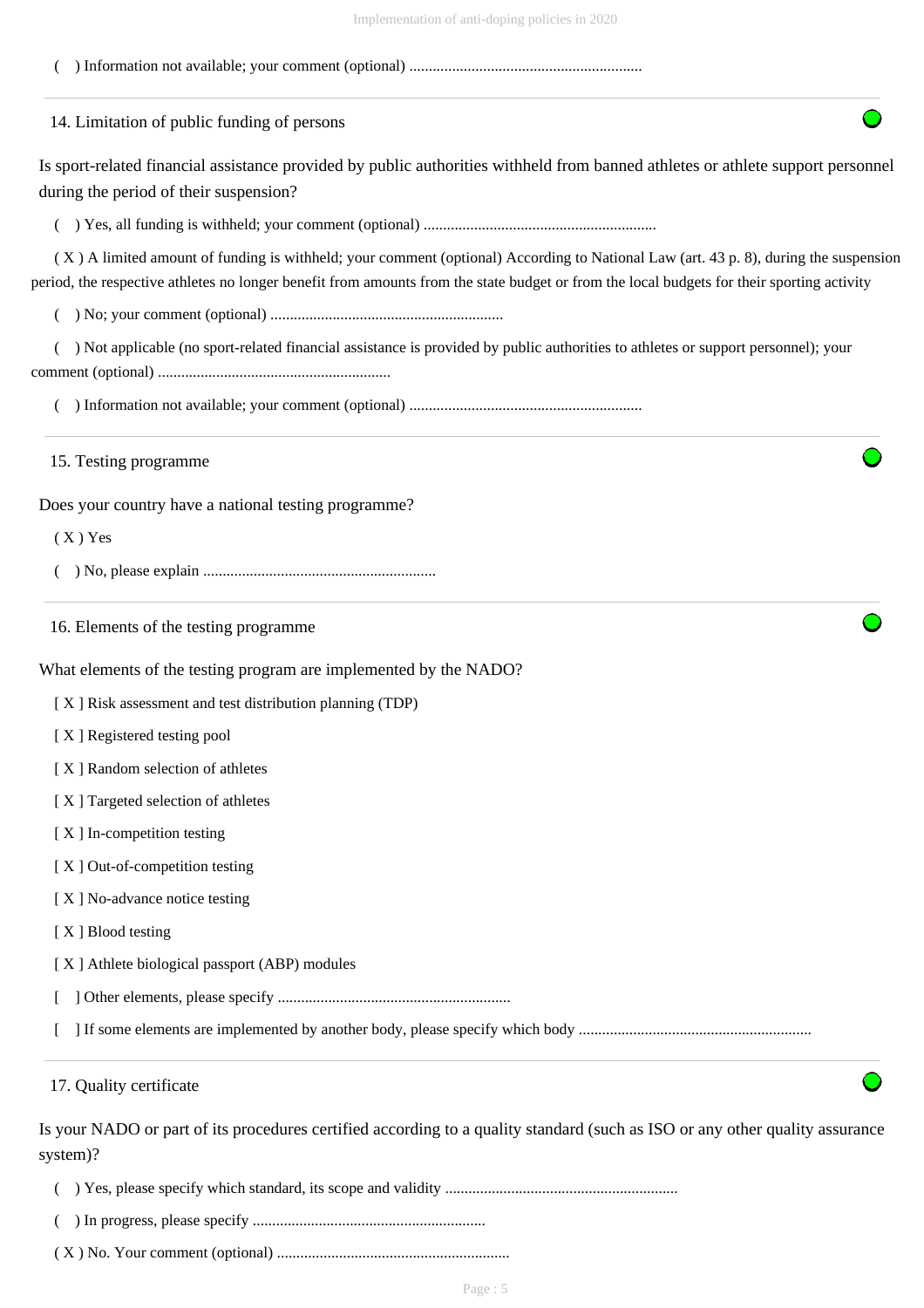( ) Information not available; your comment (optional) ............................................................

## 14. Limitation of public funding of persons

Is sport-related financial assistance provided by public authorities withheld from banned athletes or athlete support personnel during the period of their suspension?

( ) Yes, all funding is withheld; your comment (optional) ............................................................

( X ) A limited amount of funding is withheld; your comment (optional) According to National Law (art. 43 p. 8), during the suspension period, the respective athletes no longer benefit from amounts from the state budget or from the local budgets for their sporting activity

( ) No; your comment (optional) ............................................................

( ) Not applicable (no sport-related financial assistance is provided by public authorities to athletes or support personnel); your comment (optional) ............................................................

( ) Information not available; your comment (optional) ............................................................

## 15. Testing programme

Does your country have a national testing programme?

( X ) Yes

( ) No, please explain ............................................................

## 16. Elements of the testing programme

What elements of the testing program are implemented by the NADO?

[ X ] Risk assessment and test distribution planning (TDP)

[ X ] Registered testing pool

[ X ] Random selection of athletes

[ X ] Targeted selection of athletes

[ X ] In-competition testing

[ X ] Out-of-competition testing

[ X ] No-advance notice testing

[ X ] Blood testing

[ X ] Athlete biological passport (ABP) modules

[ ] Other elements, please specify ............................................................

[ ] If some elements are implemented by another body, please specify which body ............................................................

## 17. Quality certificate

Is your NADO or part of its procedures certified according to a quality standard (such as ISO or any other quality assurance system)?

( ) Yes, please specify which standard, its scope and validity ............................................................

( ) In progress, please specify ............................................................

( X ) No. Your comment (optional) ............................................................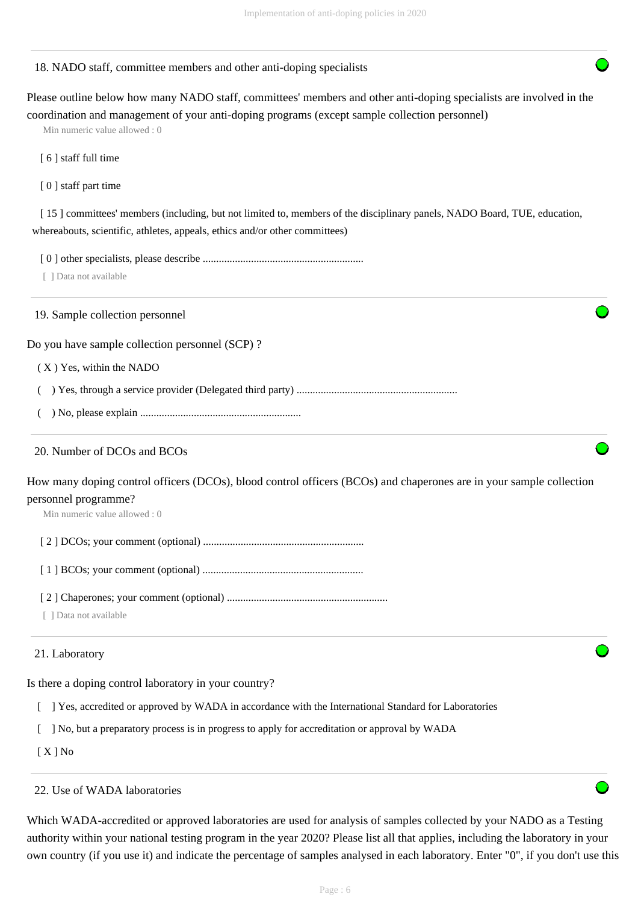## 18. NADO staff, committee members and other anti-doping specialists

Please outline below how many NADO staff, committees' members and other anti-doping specialists are involved in the coordination and management of your anti-doping programs (except sample collection personnel)

Min numeric value allowed : 0

[ 6 ] staff full time

[ 0 ] staff part time

[ 15 ] committees' members (including, but not limited to, members of the disciplinary panels, NADO Board, TUE, education, whereabouts, scientific, athletes, appeals, ethics and/or other committees)

[ 0 ] other specialists, please describe ............................................................

[ ] Data not available

## 19. Sample collection personnel

Do you have sample collection personnel (SCP) ?

( X ) Yes, within the NADO

( ) Yes, through a service provider (Delegated third party) ............................................................

( ) No, please explain ............................................................

## 20. Number of DCOs and BCOs

How many doping control officers (DCOs), blood control officers (BCOs) and chaperones are in your sample collection personnel programme?

Min numeric value allowed : 0

[ 2 ] DCOs; your comment (optional) ............................................................

[ 1 ] BCOs; your comment (optional) ............................................................

[ 2 ] Chaperones; your comment (optional) ............................................................

[ ] Data not available

## 21. Laboratory

Is there a doping control laboratory in your country?

[ ] Yes, accredited or approved by WADA in accordance with the International Standard for Laboratories

[ ] No, but a preparatory process is in progress to apply for accreditation or approval by WADA

[ X ] No

## 22. Use of WADA laboratories

Which WADA-accredited or approved laboratories are used for analysis of samples collected by your NADO as a Testing authority within your national testing program in the year 2020? Please list all that applies, including the laboratory in your own country (if you use it) and indicate the percentage of samples analysed in each laboratory. Enter "0", if you don't use this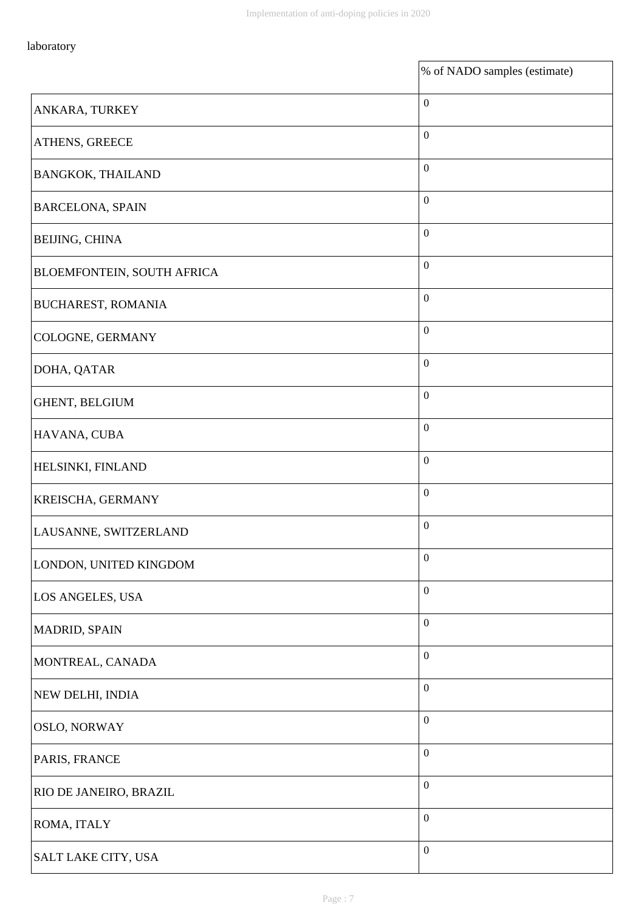laboratory

| | % of NADO samples (estimate) |
|---|---|
| ANKARA, TURKEY | 0 |
| ATHENS, GREECE | 0 |
| BANGKOK, THAILAND | 0 |
| BARCELONA, SPAIN | 0 |
| BEIJING, CHINA | 0 |
| BLOEMFONTEIN, SOUTH AFRICA | 0 |
| BUCHAREST, ROMANIA | 0 |
| COLOGNE, GERMANY | 0 |
| DOHA, QATAR | 0 |
| GHENT, BELGIUM | 0 |
| HAVANA, CUBA | 0 |
| HELSINKI, FINLAND | 0 |
| KREISCHA, GERMANY | 0 |
| LAUSANNE, SWITZERLAND | 0 |
| LONDON, UNITED KINGDOM | 0 |
| LOS ANGELES, USA | 0 |
| MADRID, SPAIN | 0 |
| MONTREAL, CANADA | 0 |
| NEW DELHI, INDIA | 0 |
| OSLO, NORWAY | 0 |
| PARIS, FRANCE | 0 |
| RIO DE JANEIRO, BRAZIL | 0 |
| ROMA, ITALY | 0 |
| SALT LAKE CITY, USA | 0 |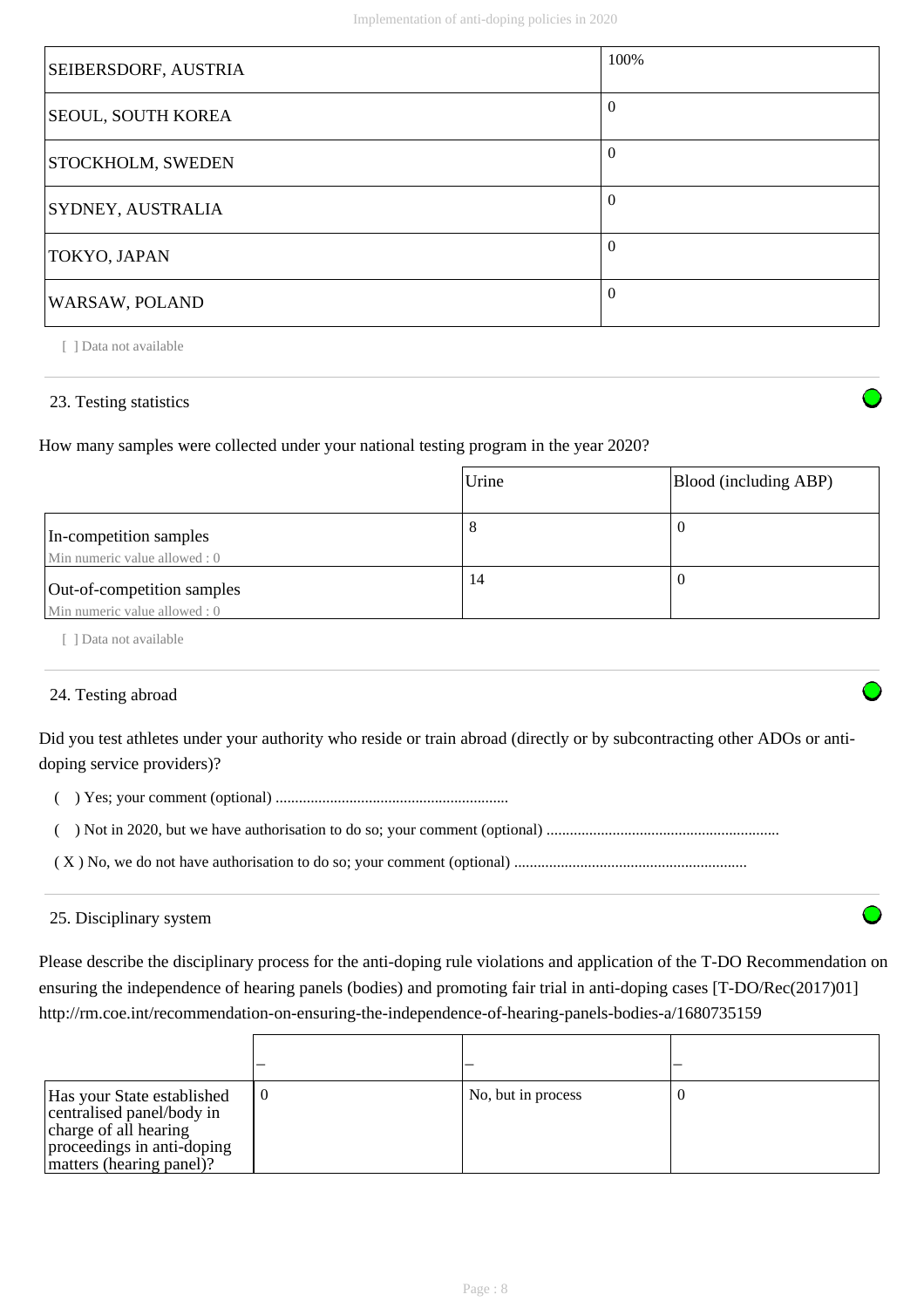| | |
|---|---|
| SEIBERSDORF, AUSTRIA | 100% |
| SEOUL, SOUTH KOREA | 0 |
| STOCKHOLM, SWEDEN | 0 |
| SYDNEY, AUSTRALIA | 0 |
| TOKYO, JAPAN | 0 |
| WARSAW, POLAND | 0 |

[ ] Data not available

## 23. Testing statistics

How many samples were collected under your national testing program in the year 2020?

| | Urine | Blood (including ABP) |
|---|---|---|
| In-competition samples<br>Min numeric value allowed : 0 | 8 | 0 |
| Out-of-competition samples<br>Min numeric value allowed : 0 | 14 | 0 |

[ ] Data not available

## 24. Testing abroad

Did you test athletes under your authority who reside or train abroad (directly or by subcontracting other ADOs or anti-doping service providers)?

( ) Yes; your comment (optional) ...........................................................

( ) Not in 2020, but we have authorisation to do so; your comment (optional) ...........................................................

( X ) No, we do not have authorisation to do so; your comment (optional) ...........................................................

## 25. Disciplinary system

Please describe the disciplinary process for the anti-doping rule violations and application of the T-DO Recommendation on ensuring the independence of hearing panels (bodies) and promoting fair trial in anti-doping cases [T-DO/Rec(2017)01] http://rm.coe.int/recommendation-on-ensuring-the-independence-of-hearing-panels-bodies-a/1680735159

| | – | – | – |
|---|---|---|---|
| Has your State established centralised panel/body in charge of all hearing proceedings in anti-doping matters (hearing panel)? | 0 | No, but in process | 0 |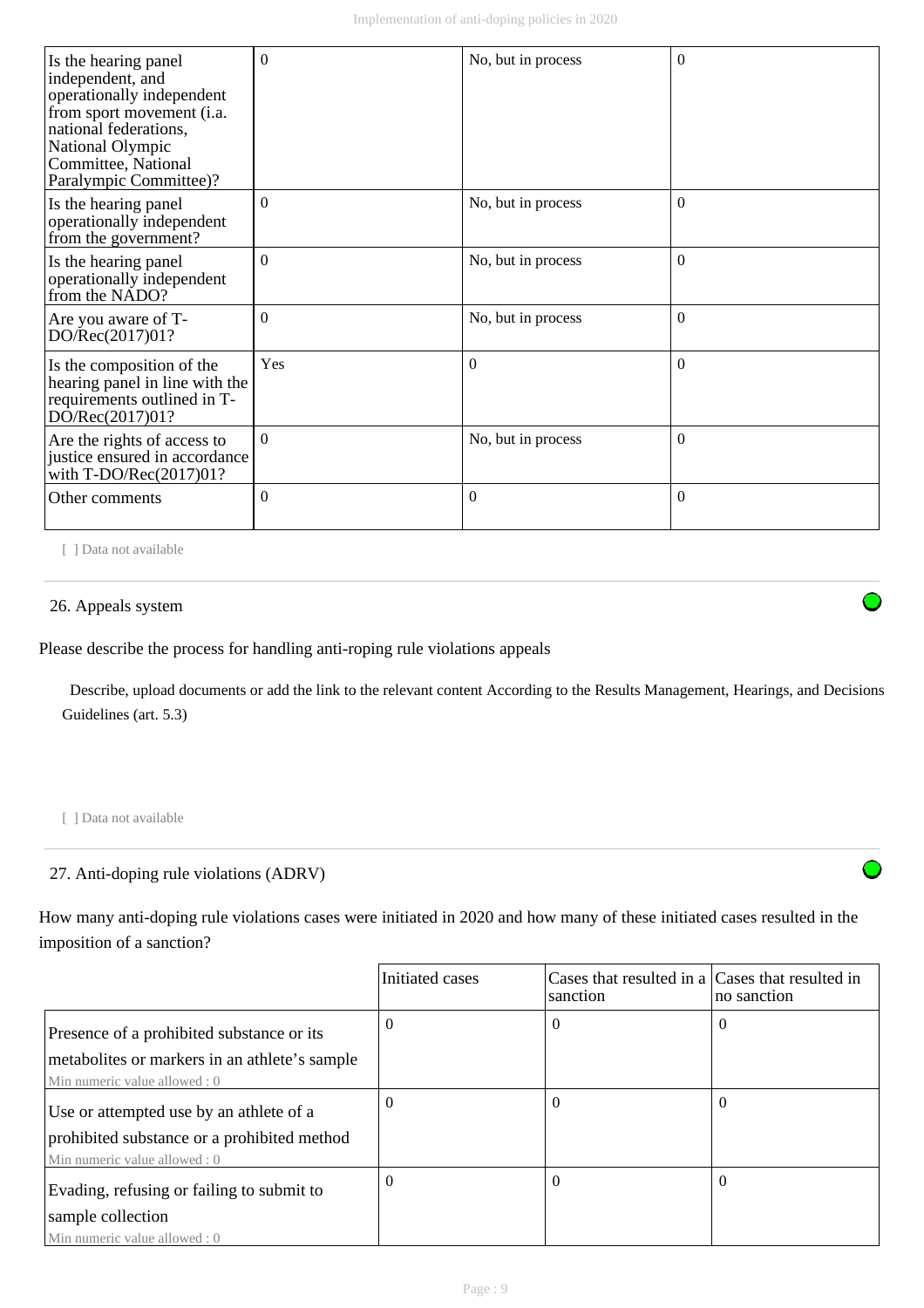| | | | |
|---|---|---|---|
| Is the hearing panel independent, and operationally independent from sport movement (i.a. national federations, National Olympic Committee, National Paralympic Committee)? | 0 | No, but in process | 0 |
| Is the hearing panel operationally independent from the government? | 0 | No, but in process | 0 |
| Is the hearing panel operationally independent from the NADO? | 0 | No, but in process | 0 |
| Are you aware of T-DO/Rec(2017)01? | 0 | No, but in process | 0 |
| Is the composition of the hearing panel in line with the requirements outlined in T-DO/Rec(2017)01? | Yes | 0 | 0 |
| Are the rights of access to justice ensured in accordance with T-DO/Rec(2017)01? | 0 | No, but in process | 0 |
| Other comments | 0 | 0 | 0 |

[ ] Data not available

## 26. Appeals system

Please describe the process for handling anti-roping rule violations appeals

Describe, upload documents or add the link to the relevant content According to the Results Management, Hearings, and Decisions Guidelines (art. 5.3)

[ ] Data not available

## 27. Anti-doping rule violations (ADRV)

How many anti-doping rule violations cases were initiated in 2020 and how many of these initiated cases resulted in the imposition of a sanction?

| | Initiated cases | Cases that resulted in a sanction | Cases that resulted in no sanction |
|---|---|---|---|
| Presence of a prohibited substance or its metabolites or markers in an athlete's sample<br>Min numeric value allowed : 0 | 0 | 0 | 0 |
| Use or attempted use by an athlete of a prohibited substance or a prohibited method<br>Min numeric value allowed : 0 | 0 | 0 | 0 |
| Evading, refusing or failing to submit to sample collection<br>Min numeric value allowed : 0 | 0 | 0 | 0 |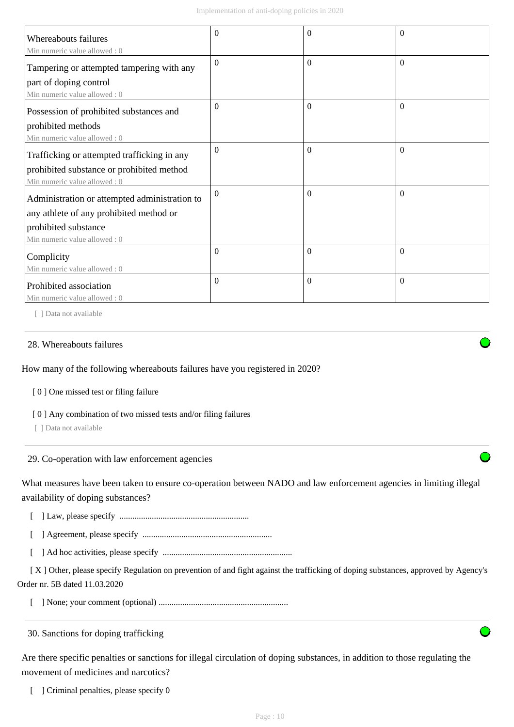| | | | |
|---|---|---|---|
| Whereabouts failures<br>Min numeric value allowed : 0 | 0 | 0 | 0 |
| Tampering or attempted tampering with any part of doping control<br>Min numeric value allowed : 0 | 0 | 0 | 0 |
| Possession of prohibited substances and prohibited methods<br>Min numeric value allowed : 0 | 0 | 0 | 0 |
| Trafficking or attempted trafficking in any prohibited substance or prohibited method<br>Min numeric value allowed : 0 | 0 | 0 | 0 |
| Administration or attempted administration to any athlete of any prohibited method or prohibited substance<br>Min numeric value allowed : 0 | 0 | 0 | 0 |
| Complicity<br>Min numeric value allowed : 0 | 0 | 0 | 0 |
| Prohibited association<br>Min numeric value allowed : 0 | 0 | 0 | 0 |

[ ] Data not available

28. Whereabouts failures

How many of the following whereabouts failures have you registered in 2020?

[ 0 ] One missed test or filing failure

[ 0 ] Any combination of two missed tests and/or filing failures

[ ] Data not available

29. Co-operation with law enforcement agencies

What measures have been taken to ensure co-operation between NADO and law enforcement agencies in limiting illegal availability of doping substances?

[ ] Law, please specify ............................................................

[ ] Agreement, please specify ............................................................

[ ] Ad hoc activities, please specify ............................................................

[ X ] Other, please specify Regulation on prevention of and fight against the trafficking of doping substances, approved by Agency's Order nr. 5B dated 11.03.2020

[ ] None; your comment (optional) ............................................................

30. Sanctions for doping trafficking

Are there specific penalties or sanctions for illegal circulation of doping substances, in addition to those regulating the movement of medicines and narcotics?

[ ] Criminal penalties, please specify 0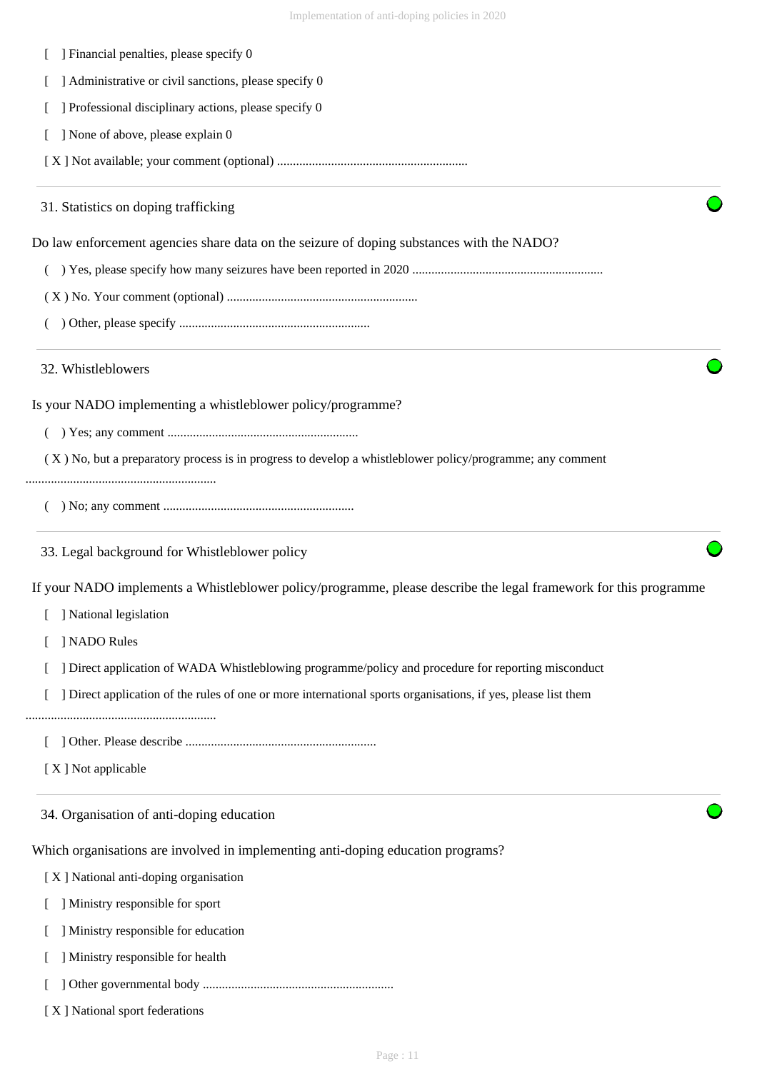[ ] Financial penalties, please specify 0

[ ] Administrative or civil sanctions, please specify 0

[ ] Professional disciplinary actions, please specify 0

[ ] None of above, please explain 0

[ X ] Not available; your comment (optional) ............................................................

### 31. Statistics on doping trafficking

Do law enforcement agencies share data on the seizure of doping substances with the NADO?

( ) Yes, please specify how many seizures have been reported in 2020 ............................................................

( X ) No. Your comment (optional) ............................................................

( ) Other, please specify ............................................................

### 32. Whistleblowers

Is your NADO implementing a whistleblower policy/programme?

( ) Yes; any comment ............................................................

( X ) No, but a preparatory process is in progress to develop a whistleblower policy/programme; any comment ............................................................

( ) No; any comment ............................................................

### 33. Legal background for Whistleblower policy

If your NADO implements a Whistleblower policy/programme, please describe the legal framework for this programme

[ ] National legislation

[ ] NADO Rules

[ ] Direct application of WADA Whistleblowing programme/policy and procedure for reporting misconduct

[ ] Direct application of the rules of one or more international sports organisations, if yes, please list them ............................................................

[ ] Other. Please describe ............................................................

[ X ] Not applicable

### 34. Organisation of anti-doping education

Which organisations are involved in implementing anti-doping education programs?

[ X ] National anti-doping organisation

[ ] Ministry responsible for sport

[ ] Ministry responsible for education

[ ] Ministry responsible for health

[ ] Other governmental body ............................................................

[ X ] National sport federations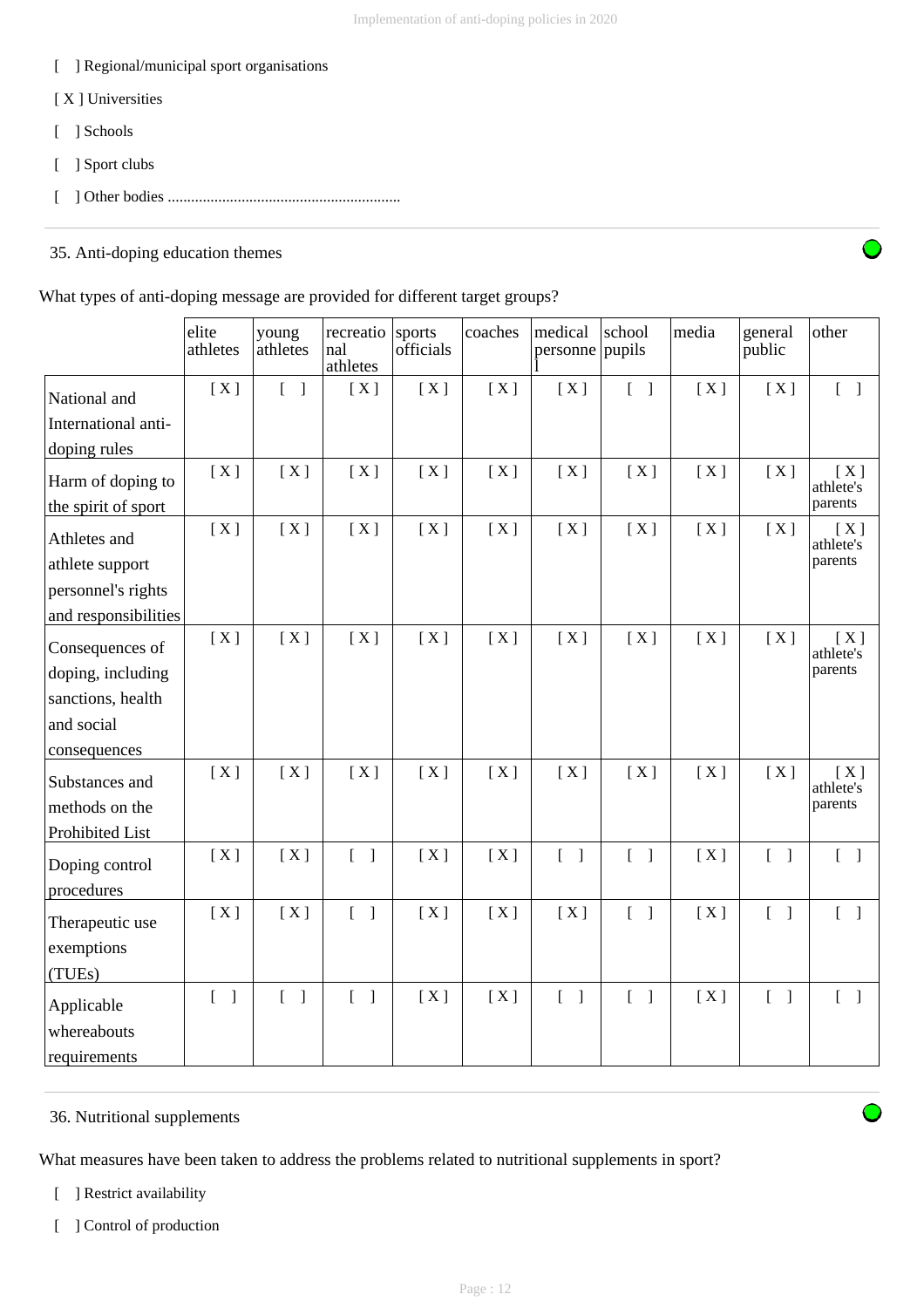[ ] Regional/municipal sport organisations

[ X ] Universities

[ ] Schools

[ ] Sport clubs

[ ] Other bodies ............................................................

35. Anti-doping education themes

What types of anti-doping message are provided for different target groups?

| | elite athletes | young athletes | recreational athletes | sports officials | coaches | medical personnel | school pupils | media | general public | other |
|---|---|---|---|---|---|---|---|---|---|---|
| National and International anti-doping rules | [ X ] | [ ] | [ X ] | [ X ] | [ X ] | [ X ] | [ ] | [ X ] | [ X ] | [ ] |
| Harm of doping to the spirit of sport | [ X ] | [ X ] | [ X ] | [ X ] | [ X ] | [ X ] | [ X ] | [ X ] | [ X ] | [ X ] athlete's parents |
| Athletes and athlete support personnel's rights and responsibilities | [ X ] | [ X ] | [ X ] | [ X ] | [ X ] | [ X ] | [ X ] | [ X ] | [ X ] | [ X ] athlete's parents |
| Consequences of doping, including sanctions, health and social consequences | [ X ] | [ X ] | [ X ] | [ X ] | [ X ] | [ X ] | [ X ] | [ X ] | [ X ] | [ X ] athlete's parents |
| Substances and methods on the Prohibited List | [ X ] | [ X ] | [ X ] | [ X ] | [ X ] | [ X ] | [ X ] | [ X ] | [ X ] | [ X ] athlete's parents |
| Doping control procedures | [ X ] | [ X ] | [ ] | [ X ] | [ X ] | [ ] | [ ] | [ X ] | [ ] | [ ] |
| Therapeutic use exemptions (TUEs) | [ X ] | [ X ] | [ ] | [ X ] | [ X ] | [ X ] | [ ] | [ X ] | [ ] | [ ] |
| Applicable whereabouts requirements | [ ] | [ ] | [ ] | [ X ] | [ X ] | [ ] | [ ] | [ X ] | [ ] | [ ] |

36. Nutritional supplements

What measures have been taken to address the problems related to nutritional supplements in sport?

[ ] Restrict availability

[ ] Control of production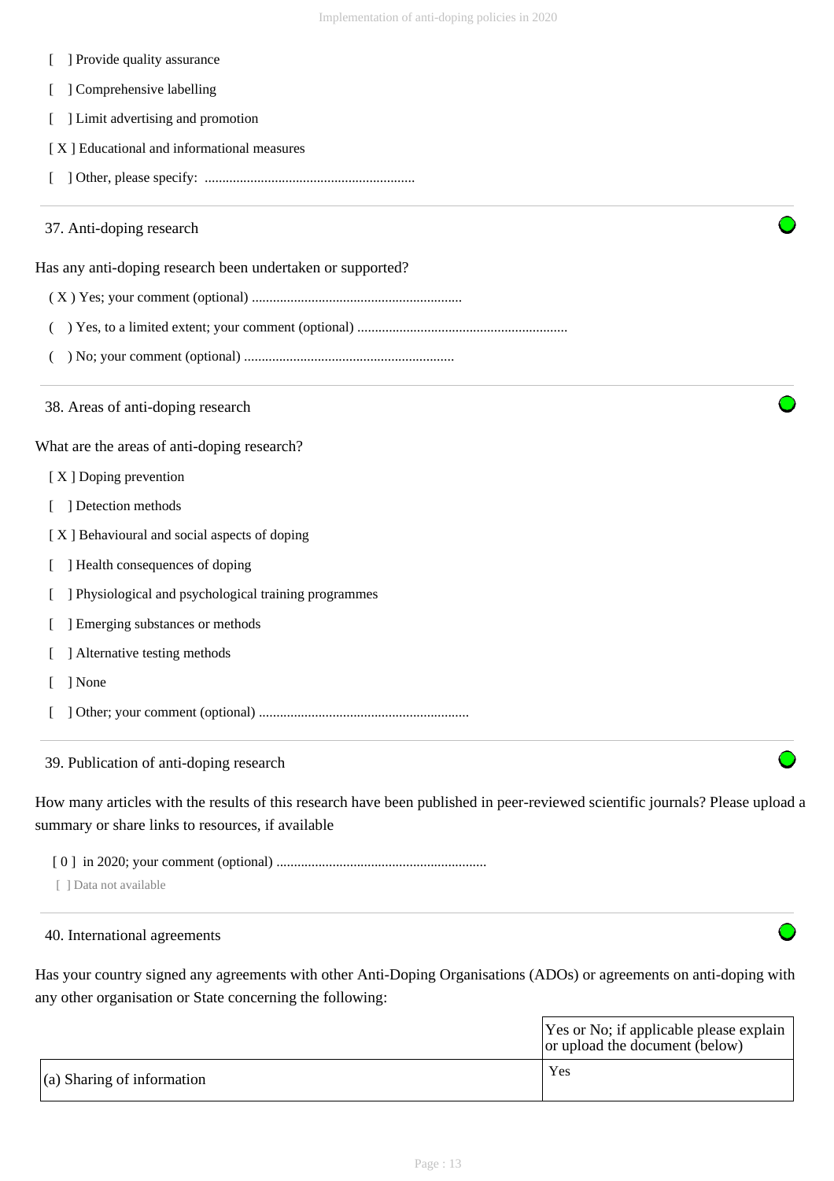[ ] Provide quality assurance

[ ] Comprehensive labelling

[ ] Limit advertising and promotion

[ X ] Educational and informational measures

[ ] Other, please specify: ............................................................

## 37. Anti-doping research

Has any anti-doping research been undertaken or supported?

( X ) Yes; your comment (optional) ............................................................

( ) Yes, to a limited extent; your comment (optional) ............................................................

( ) No; your comment (optional) ............................................................

## 38. Areas of anti-doping research

What are the areas of anti-doping research?

[ X ] Doping prevention

[ ] Detection methods

[ X ] Behavioural and social aspects of doping

[ ] Health consequences of doping

[ ] Physiological and psychological training programmes

[ ] Emerging substances or methods

[ ] Alternative testing methods

[ ] None

[ ] Other; your comment (optional) ............................................................

## 39. Publication of anti-doping research

How many articles with the results of this research have been published in peer-reviewed scientific journals? Please upload a summary or share links to resources, if available

[ 0 ] in 2020; your comment (optional) ............................................................

[ ] Data not available

## 40. International agreements

Has your country signed any agreements with other Anti-Doping Organisations (ADOs) or agreements on anti-doping with any other organisation or State concerning the following:

| | Yes or No; if applicable please explain or upload the document (below) |
|---|---|
| (a) Sharing of information | Yes |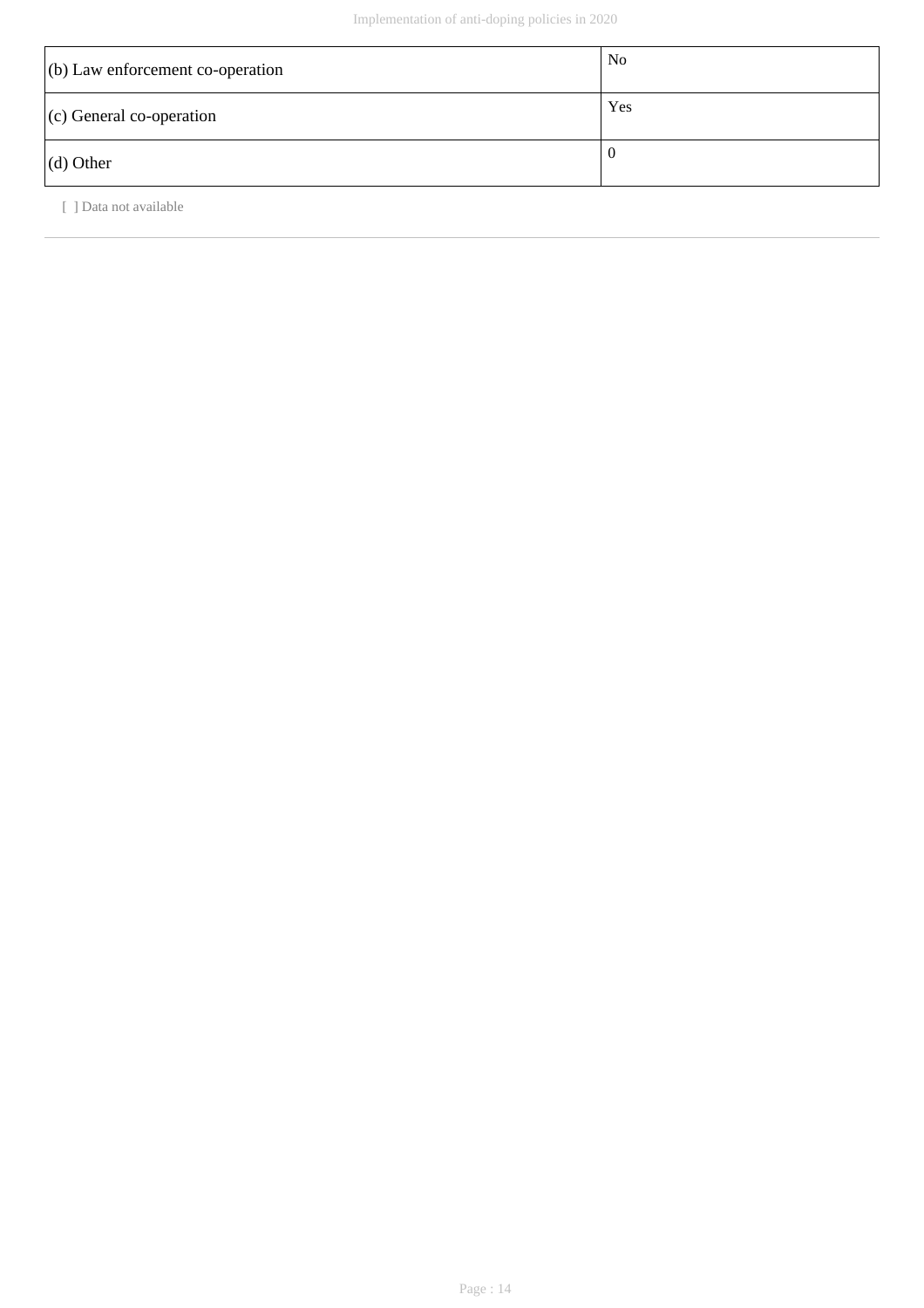| | |
|---|---|
| (b) Law enforcement co-operation | No |
| (c) General co-operation | Yes |
| (d) Other | 0 |

[ ] Data not available